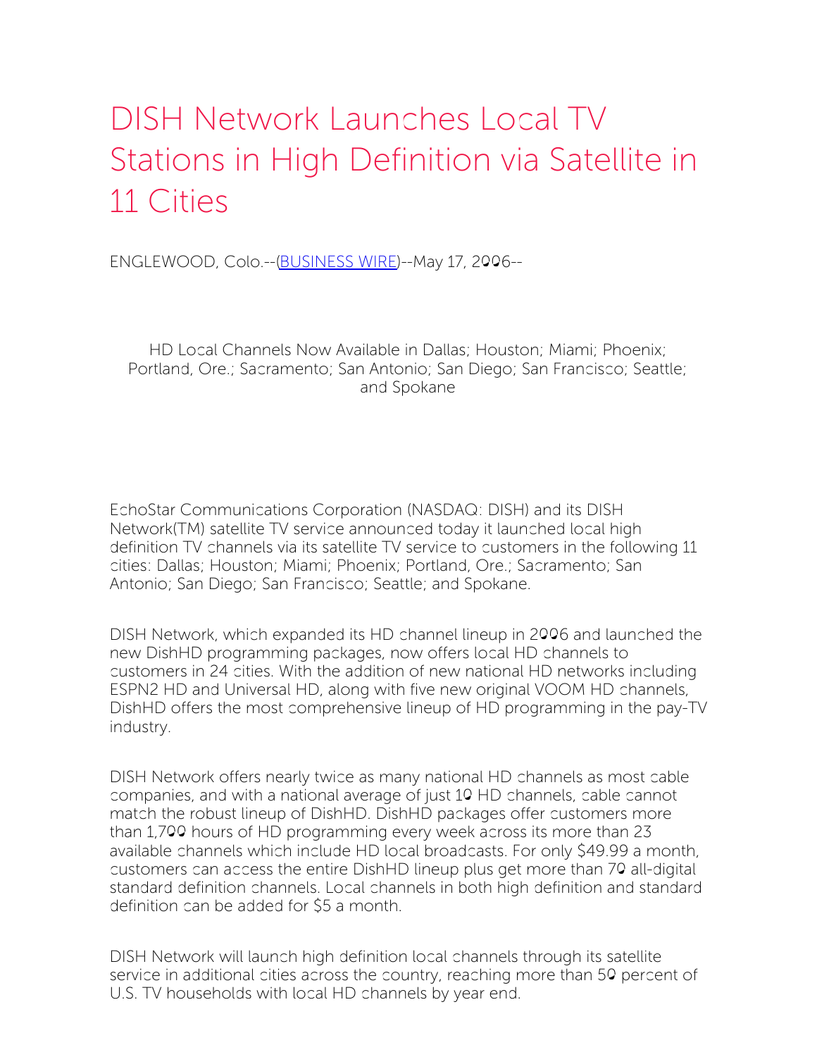# DISH Network Launches Local TV Stations in High Definition via Satellite in 11 Cities

ENGLEWOOD, Colo.--(BUSINESS WIRE)--May 17, 2006--

HD Local Channels Now Available in Dallas; Houston; Miami; Phoenix; Portland, Ore.; Sacramento; San Antonio; San Diego; San Francisco; Seattle; and Spokane

EchoStar Communications Corporation (NASDAQ: DISH) and its DISH Network(TM) satellite TV service announced today it launched local high definition TV channels via its satellite TV service to customers in the following 11 cities: Dallas; Houston; Miami; Phoenix; Portland, Ore.; Sacramento; San Antonio; San Diego; San Francisco; Seattle; and Spokane.

DISH Network, which expanded its HD channel lineup in 2006 and launched the new DishHD programming packages, now offers local HD channels to customers in 24 cities. With the addition of new national HD networks including ESPN2 HD and Universal HD, along with five new original VOOM HD channels, DishHD offers the most comprehensive lineup of HD programming in the pay-TV industry.

DISH Network offers nearly twice as many national HD channels as most cable companies, and with a national average of just 10 HD channels, cable cannot match the robust lineup of DishHD. DishHD packages offer customers more than 1,700 hours of HD programming every week across its more than 23 available channels which include HD local broadcasts. For only $49.99 a month, customers can access the entire DishHD lineup plus get more than 70 all-digital standard definition channels. Local channels in both high definition and standard definition can be added for $5 a month.

DISH Network will launch high definition local channels through its satellite service in additional cities across the country, reaching more than 50 percent of U.S. TV households with local HD channels by year end.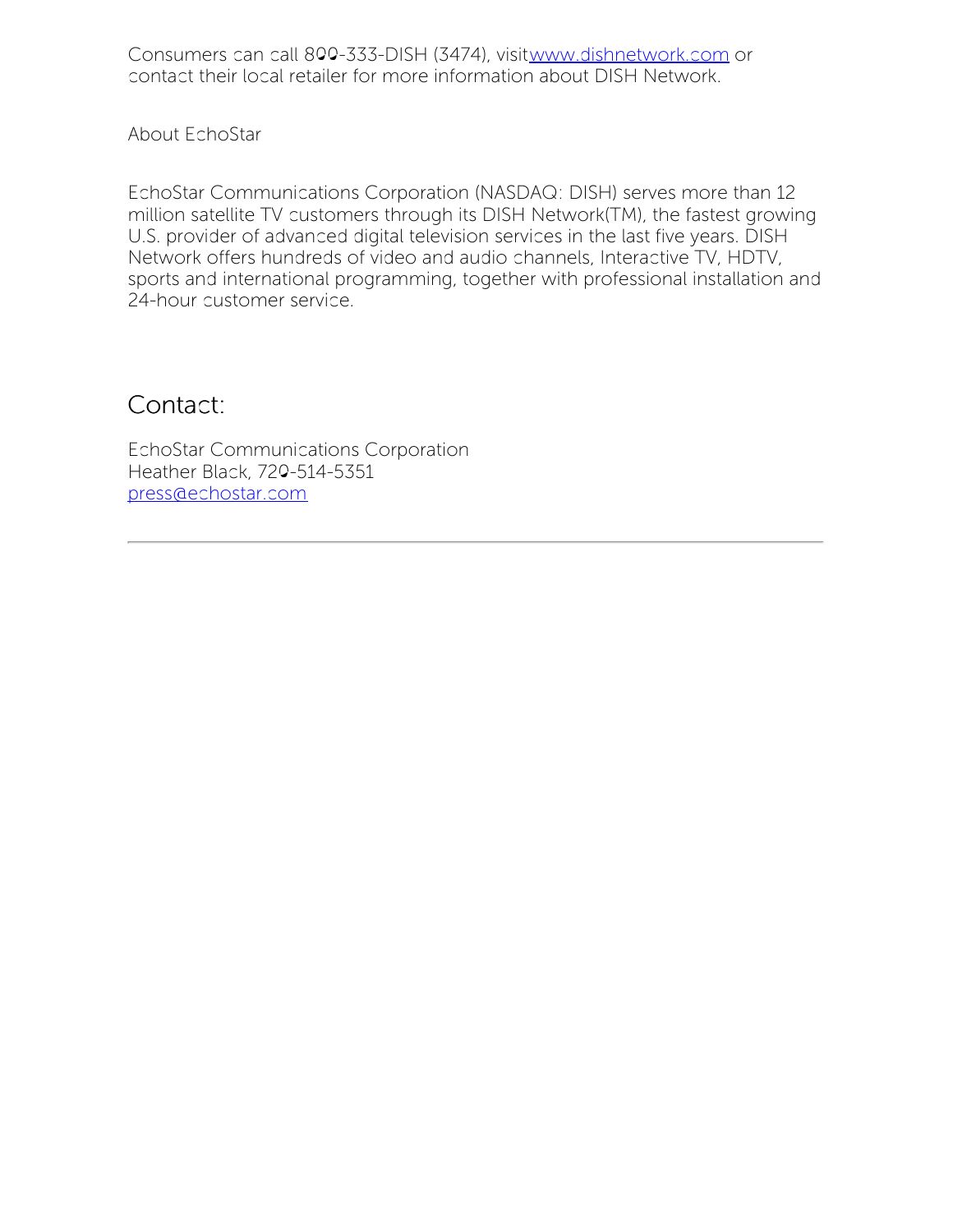Consumers can call 800-333-DISH (3474), visit www.dishnetwork.com or contact their local retailer for more information about DISH Network.

About EchoStar

EchoStar Communications Corporation (NASDAQ: DISH) serves more than 12 million satellite TV customers through its DISH Network(TM), the fastest growing U.S. provider of advanced digital television services in the last five years. DISH Network offers hundreds of video and audio channels, Interactive TV, HDTV, sports and international programming, together with professional installation and 24-hour customer service.

## Contact:

EchoStar Communications Corporation
Heather Black, 720-514-5351
press@echostar.com

---